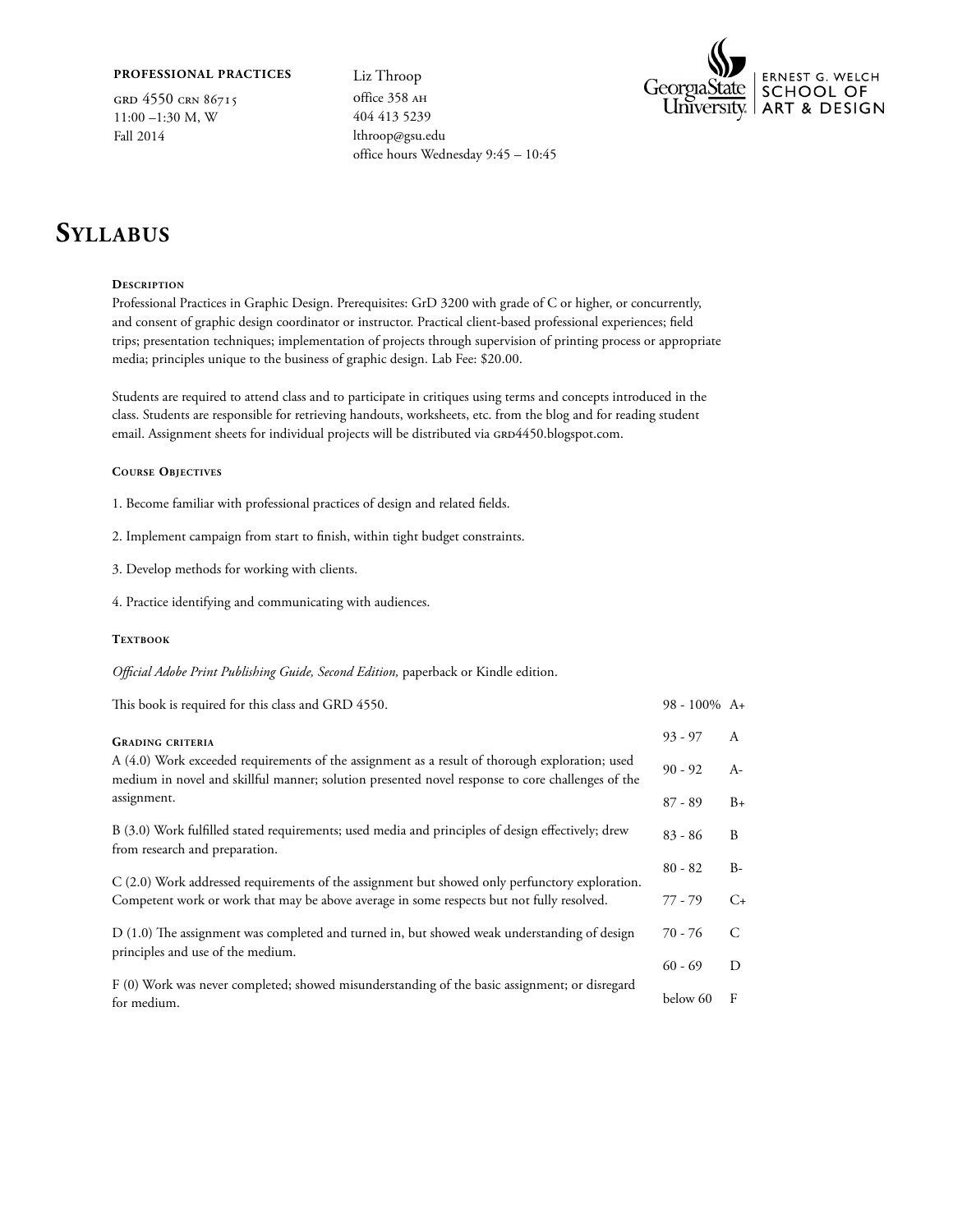**PROFESSIONAL PRACTICES**

GRD 4550 CRN 86715
11:00 –1:30 M, W
Fall 2014

Liz Throop
office 358 AH
404 413 5239
lthroop@gsu.edu
office hours Wednesday 9:45 – 10:45

Georgia State University | ERNEST G. WELCH SCHOOL OF ART & DESIGN

# Syllabus

### Description

Professional Practices in Graphic Design. Prerequisites: GrD 3200 with grade of C or higher, or concurrently, and consent of graphic design coordinator or instructor. Practical client-based professional experiences; field trips; presentation techniques; implementation of projects through supervision of printing process or appropriate media; principles unique to the business of graphic design. Lab Fee: $20.00.

Students are required to attend class and to participate in critiques using terms and concepts introduced in the class. Students are responsible for retrieving handouts, worksheets, etc. from the blog and for reading student email. Assignment sheets for individual projects will be distributed via GRD4450.blogspot.com.

### Course Objectives

1. Become familiar with professional practices of design and related fields.

2. Implement campaign from start to finish, within tight budget constraints.

3. Develop methods for working with clients.

4. Practice identifying and communicating with audiences.

### Textbook

*Official Adobe Print Publishing Guide, Second Edition,* paperback or Kindle edition.

This book is required for this class and GRD 4550.

### Grading criteria

A (4.0) Work exceeded requirements of the assignment as a result of thorough exploration; used medium in novel and skillful manner; solution presented novel response to core challenges of the assignment.

B (3.0) Work fulfilled stated requirements; used media and principles of design effectively; drew from research and preparation.

C (2.0) Work addressed requirements of the assignment but showed only perfunctory exploration. Competent work or work that may be above average in some respects but not fully resolved.

D (1.0) The assignment was completed and turned in, but showed weak understanding of design principles and use of the medium.

F (0) Work was never completed; showed misunderstanding of the basic assignment; or disregard for medium.

| Percentage | Grade |
|---|---|
| 98 - 100% | A+ |
| 93 - 97 | A |
| 90 - 92 | A- |
| 87 - 89 | B+ |
| 83 - 86 | B |
| 80 - 82 | B- |
| 77 - 79 | C+ |
| 70 - 76 | C |
| 60 - 69 | D |
| below 60 | F |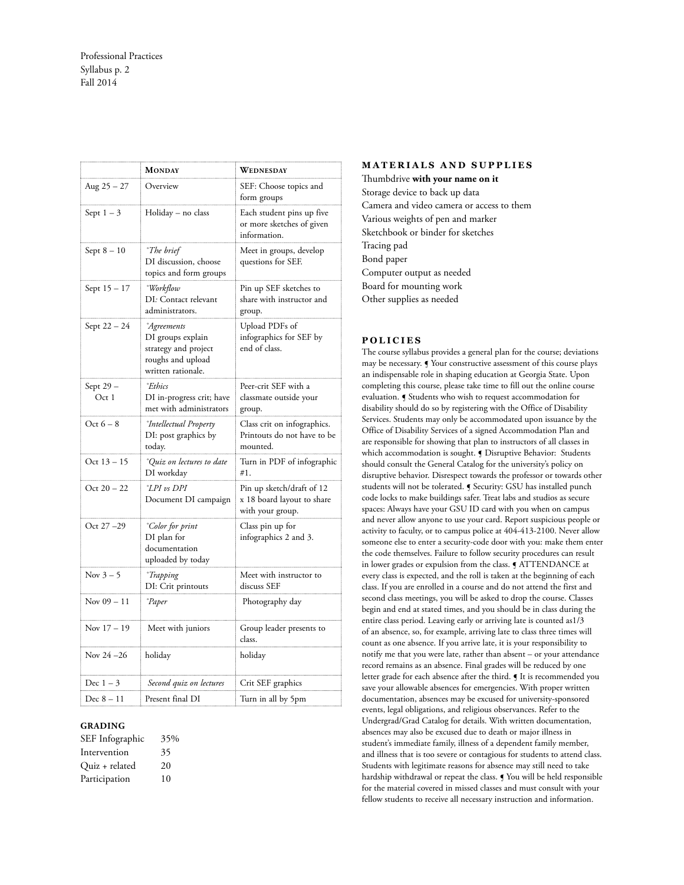| | Monday | Wednesday |
|---|---|---|
| Aug 25 – 27 | Overview | SEF: Choose topics and form groups |
| Sept 1 – 3 | Holiday – no class | Each student pins up five or more sketches of given information. |
| Sept 8 – 10 | *°The brief* DI discussion, choose topics and form groups | Meet in groups, develop questions for SEF. |
| Sept 15 – 17 | *°Workflow* DI: Contact relevant administrators. | Pin up SEF sketches to share with instructor and group. |
| Sept 22 – 24 | *°Agreements* DI groups explain strategy and project roughs and upload written rationale. | Upload PDFs of infographics for SEF by end of class. |
| Sept 29 – Oct 1 | *°Ethics* DI in-progress crit; have met with administrators | Peer-crit SEF with a classmate outside your group. |
| Oct 6 – 8 | *°Intellectual Property* DI: post graphics by today. | Class crit on infographics. Printouts do not have to be mounted. |
| Oct 13 – 15 | *°Quiz on lectures to date* DI workday | Turn in PDF of infographic #1. |
| Oct 20 – 22 | *°LPI vs DPI* Document DI campaign | Pin up sketch/draft of 12 x 18 board layout to share with your group. |
| Oct 27 –29 | *°Color for print* DI plan for documentation uploaded by today | Class pin up for infographics 2 and 3. |
| Nov 3 – 5 | *°Trapping* DI: Crit printouts | Meet with instructor to discuss SEF |
| Nov 09 – 11 | *°Paper* | Photography day |
| Nov 17 – 19 | Meet with juniors | Group leader presents to class. |
| Nov 24 –26 | holiday | holiday |
| Dec 1 – 3 | *Second quiz on lectures* | Crit SEF graphics |
| Dec 8 – 11 | Present final DI | Turn in all by 5pm |

## GRADING

| | |
|---|---|
| SEF Infographic | 35% |
| Intervention | 35 |
| Quiz + related | 20 |
| Participation | 10 |

## MATERIALS AND SUPPLIES

Thumbdrive **with your name on it**
Storage device to back up data
Camera and video camera or access to them
Various weights of pen and marker
Sketchbook or binder for sketches
Tracing pad
Bond paper
Computer output as needed
Board for mounting work
Other supplies as needed

## POLICIES

The course syllabus provides a general plan for the course; deviations may be necessary. ¶ Your constructive assessment of this course plays an indispensable role in shaping education at Georgia State. Upon completing this course, please take time to fill out the online course evaluation. ¶ Students who wish to request accommodation for disability should do so by registering with the Office of Disability Services. Students may only be accommodated upon issuance by the Office of Disability Services of a signed Accommodation Plan and are responsible for showing that plan to instructors of all classes in which accommodation is sought. ¶ Disruptive Behavior: Students should consult the General Catalog for the university's policy on disruptive behavior. Disrespect towards the professor or towards other students will not be tolerated. ¶ Security: GSU has installed punch code locks to make buildings safer. Treat labs and studios as secure spaces: Always have your GSU ID card with you when on campus and never allow anyone to use your card. Report suspicious people or activity to faculty, or to campus police at 404-413-2100. Never allow someone else to enter a security-code door with you: make them enter the code themselves. Failure to follow security procedures can result in lower grades or expulsion from the class. ¶ ATTENDANCE at every class is expected, and the roll is taken at the beginning of each class. If you are enrolled in a course and do not attend the first and second class meetings, you will be asked to drop the course. Classes begin and end at stated times, and you should be in class during the entire class period. Leaving early or arriving late is counted as1/3 of an absence, so, for example, arriving late to class three times will count as one absence. If you arrive late, it is your responsibility to notify me that you were late, rather than absent – or your attendance record remains as an absence. Final grades will be reduced by one letter grade for each absence after the third. ¶ It is recommended you save your allowable absences for emergencies. With proper written documentation, absences may be excused for university-sponsored events, legal obligations, and religious observances. Refer to the Undergrad/Grad Catalog for details. With written documentation, absences may also be excused due to death or major illness in student's immediate family, illness of a dependent family member, and illness that is too severe or contagious for students to attend class. Students with legitimate reasons for absence may still need to take hardship withdrawal or repeat the class. ¶ You will be held responsible for the material covered in missed classes and must consult with your fellow students to receive all necessary instruction and information.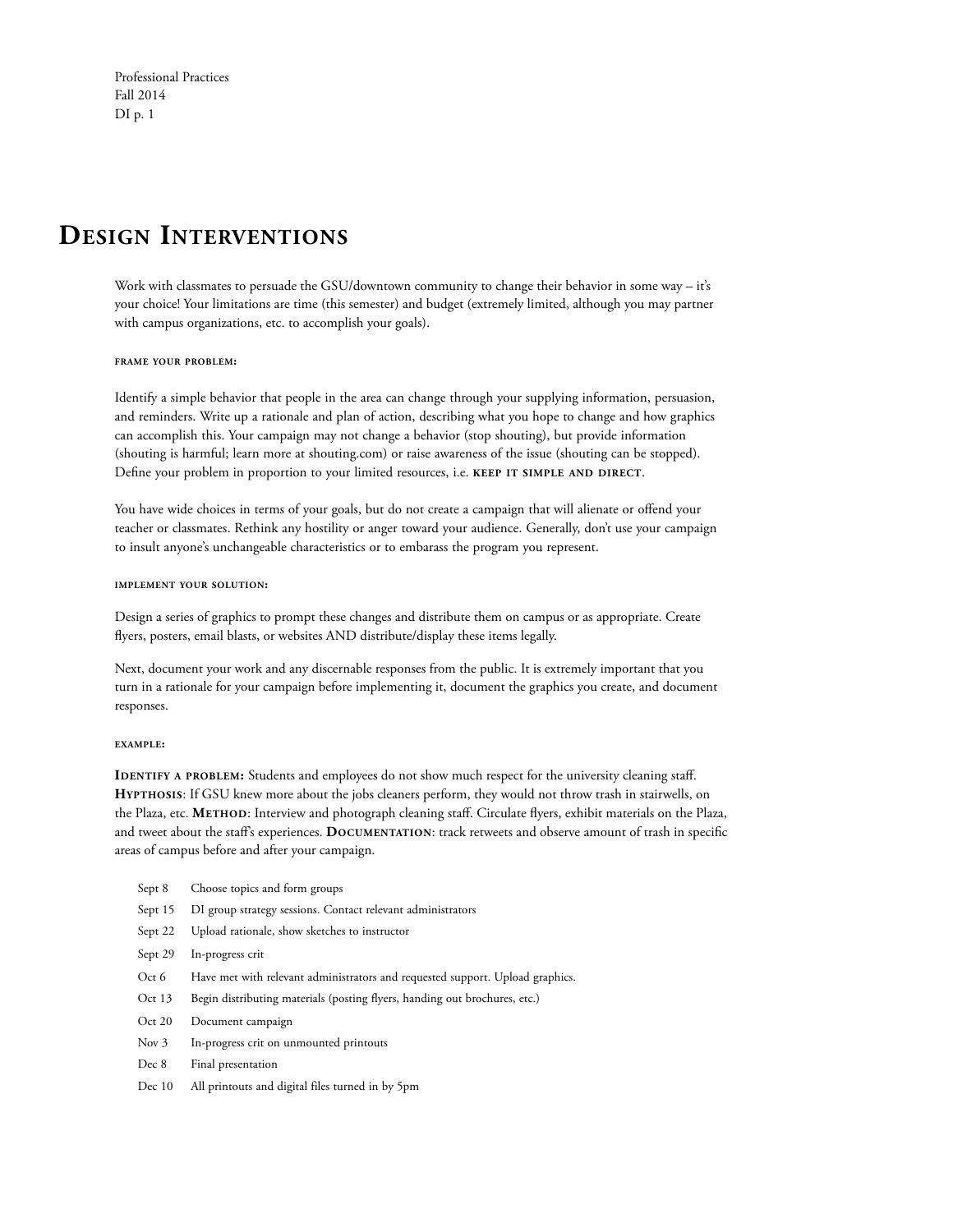# Design Interventions

Work with classmates to persuade the GSU/downtown community to change their behavior in some way – it's your choice! Your limitations are time (this semester) and budget (extremely limited, although you may partner with campus organizations, etc. to accomplish your goals).

#### frame your problem:

Identify a simple behavior that people in the area can change through your supplying information, persuasion, and reminders. Write up a rationale and plan of action, describing what you hope to change and how graphics can accomplish this. Your campaign may not change a behavior (stop shouting), but provide information (shouting is harmful; learn more at shouting.com) or raise awareness of the issue (shouting can be stopped). Define your problem in proportion to your limited resources, i.e. **keep it simple and direct**.

You have wide choices in terms of your goals, but do not create a campaign that will alienate or offend your teacher or classmates. Rethink any hostility or anger toward your audience. Generally, don't use your campaign to insult anyone's unchangeable characteristics or to embarass the program you represent.

#### implement your solution:

Design a series of graphics to prompt these changes and distribute them on campus or as appropriate. Create flyers, posters, email blasts, or websites AND distribute/display these items legally.

Next, document your work and any discernable responses from the public. It is extremely important that you turn in a rationale for your campaign before implementing it, document the graphics you create, and document responses.

#### example:

**Identify a problem:** Students and employees do not show much respect for the university cleaning staff. **Hypthosis**: If GSU knew more about the jobs cleaners perform, they would not throw trash in stairwells, on the Plaza, etc. **Method**: Interview and photograph cleaning staff. Circulate flyers, exhibit materials on the Plaza, and tweet about the staff's experiences. **Documentation**: track retweets and observe amount of trash in specific areas of campus before and after your campaign.

| | |
|---|---|
| Sept 8 | Choose topics and form groups |
| Sept 15 | DI group strategy sessions. Contact relevant administrators |
| Sept 22 | Upload rationale, show sketches to instructor |
| Sept 29 | In-progress crit |
| Oct 6 | Have met with relevant administrators and requested support. Upload graphics. |
| Oct 13 | Begin distributing materials (posting flyers, handing out brochures, etc.) |
| Oct 20 | Document campaign |
| Nov 3 | In-progress crit on unmounted printouts |
| Dec 8 | Final presentation |
| Dec 10 | All printouts and digital files turned in by 5pm |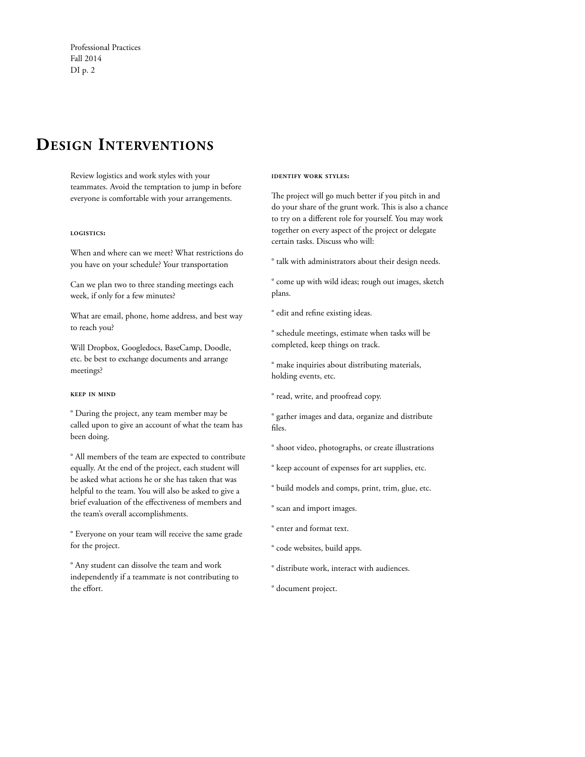# Design Interventions

Review logistics and work styles with your teammates. Avoid the temptation to jump in before everyone is comfortable with your arrangements.

### logistics:

When and where can we meet? What restrictions do you have on your schedule? Your transportation

Can we plan two to three standing meetings each week, if only for a few minutes?

What are email, phone, home address, and best way to reach you?

Will Dropbox, Googledocs, BaseCamp, Doodle, etc. be best to exchange documents and arrange meetings?

### keep in mind

° During the project, any team member may be called upon to give an account of what the team has been doing.

° All members of the team are expected to contribute equally. At the end of the project, each student will be asked what actions he or she has taken that was helpful to the team. You will also be asked to give a brief evaluation of the effectiveness of members and the team's overall accomplishments.

° Everyone on your team will receive the same grade for the project.

° Any student can dissolve the team and work independently if a teammate is not contributing to the effort.

### identify work styles:

The project will go much better if you pitch in and do your share of the grunt work. This is also a chance to try on a different role for yourself. You may work together on every aspect of the project or delegate certain tasks. Discuss who will:

° talk with administrators about their design needs.

° come up with wild ideas; rough out images, sketch plans.

° edit and refine existing ideas.

° schedule meetings, estimate when tasks will be completed, keep things on track.

° make inquiries about distributing materials, holding events, etc.

° read, write, and proofread copy.

° gather images and data, organize and distribute files.

° shoot video, photographs, or create illustrations

° keep account of expenses for art supplies, etc.

° build models and comps, print, trim, glue, etc.

° scan and import images.

° enter and format text.

° code websites, build apps.

° distribute work, interact with audiences.

° document project.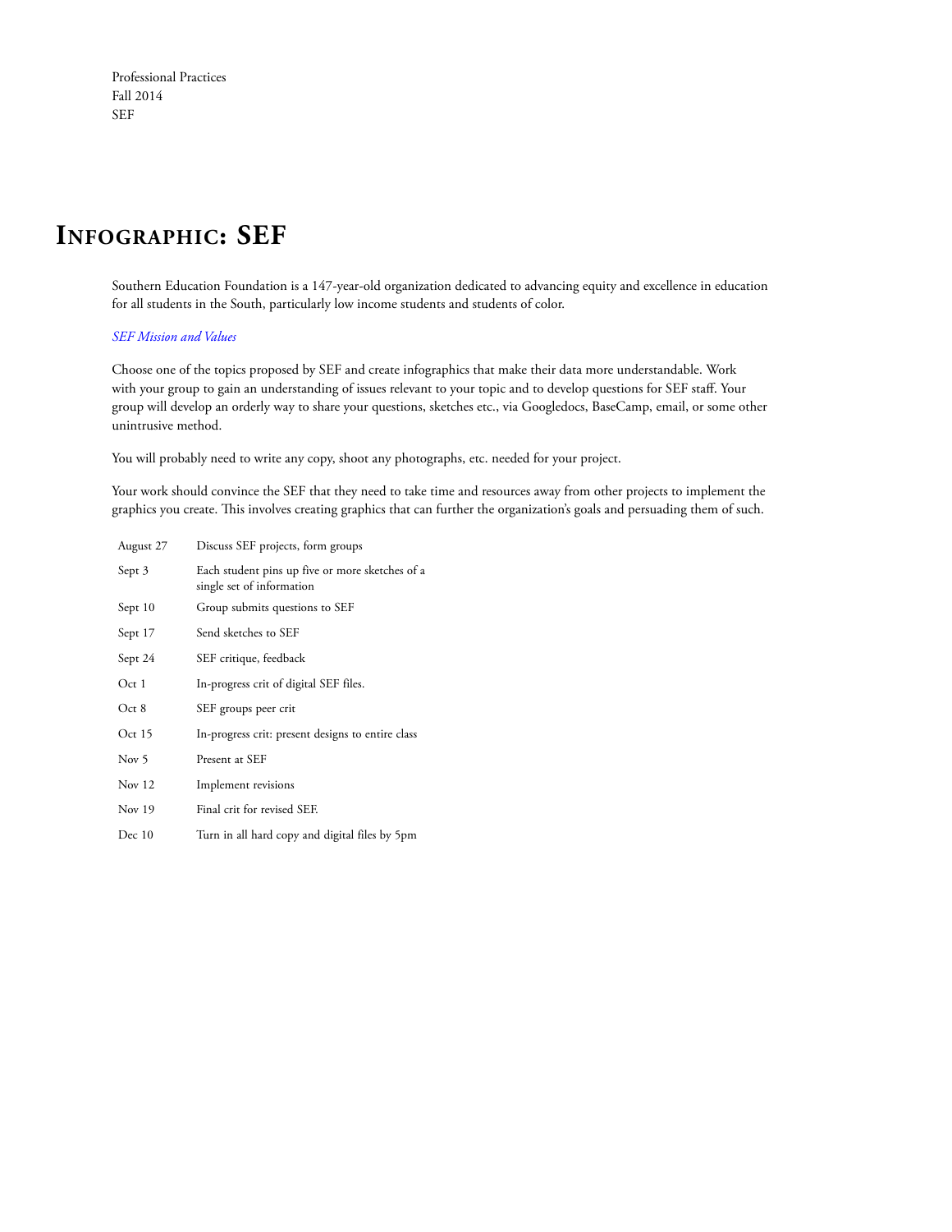Professional Practices
Fall 2014
SEF

# Infographic: SEF

Southern Education Foundation is a 147-year-old organization dedicated to advancing equity and excellence in education for all students in the South, particularly low income students and students of color.

*SEF Mission and Values*

Choose one of the topics proposed by SEF and create infographics that make their data more understandable. Work with your group to gain an understanding of issues relevant to your topic and to develop questions for SEF staff. Your group will develop an orderly way to share your questions, sketches etc., via Googledocs, BaseCamp, email, or some other unintrusive method.

You will probably need to write any copy, shoot any photographs, etc. needed for your project.

Your work should convince the SEF that they need to take time and resources away from other projects to implement the graphics you create. This involves creating graphics that can further the organization's goals and persuading them of such.

| | |
|---|---|
| August 27 | Discuss SEF projects, form groups |
| Sept 3 | Each student pins up five or more sketches of a single set of information |
| Sept 10 | Group submits questions to SEF |
| Sept 17 | Send sketches to SEF |
| Sept 24 | SEF critique, feedback |
| Oct 1 | In-progress crit of digital SEF files. |
| Oct 8 | SEF groups peer crit |
| Oct 15 | In-progress crit: present designs to entire class |
| Nov 5 | Present at SEF |
| Nov 12 | Implement revisions |
| Nov 19 | Final crit for revised SEF. |
| Dec 10 | Turn in all hard copy and digital files by 5pm |